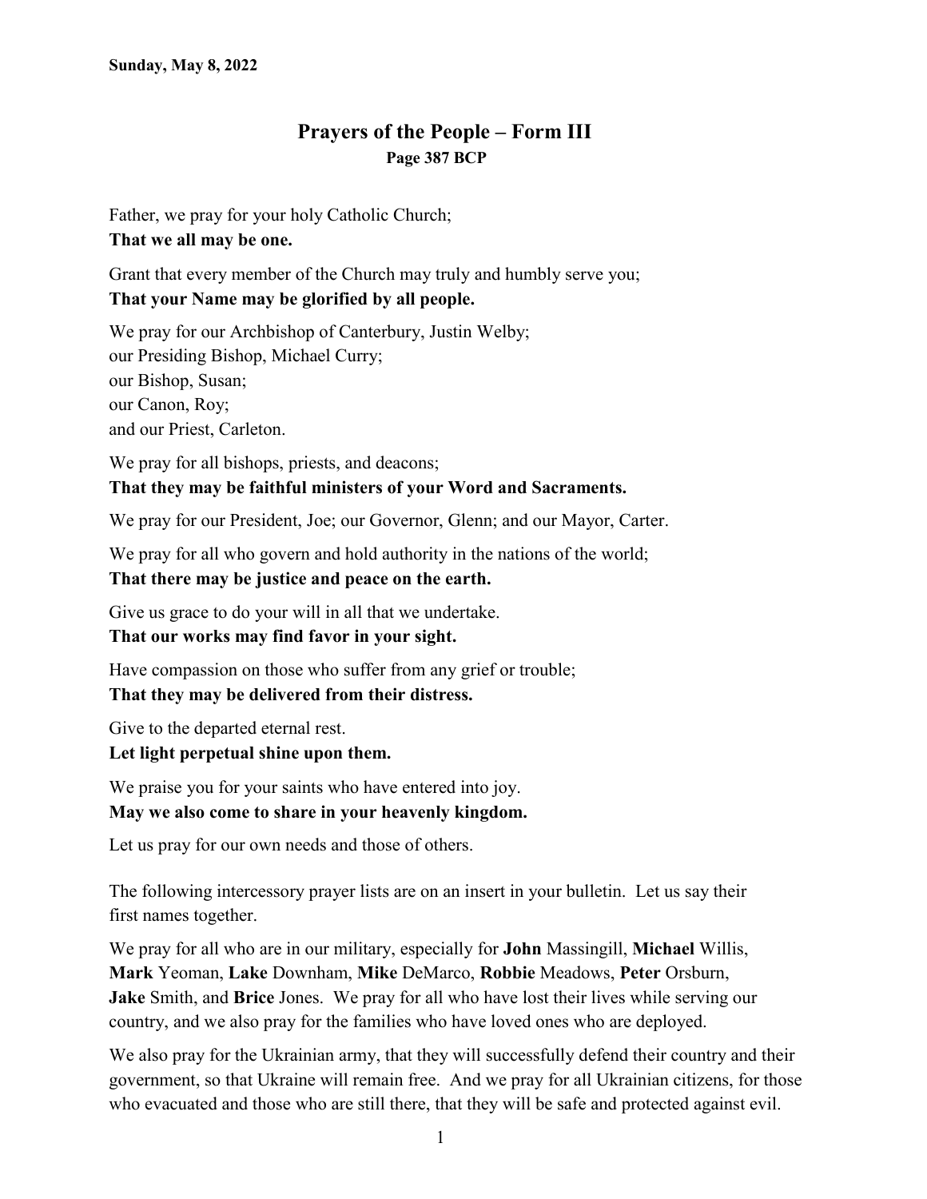**Sunday, May 8, 2022**

# Prayers of the People – Form III

**Page 387 BCP**

Father, we pray for your holy Catholic Church;
**That we all may be one.**

Grant that every member of the Church may truly and humbly serve you;
**That your Name may be glorified by all people.**

We pray for our Archbishop of Canterbury, Justin Welby;
our Presiding Bishop, Michael Curry;
our Bishop, Susan;
our Canon, Roy;
and our Priest, Carleton.

We pray for all bishops, priests, and deacons;
**That they may be faithful ministers of your Word and Sacraments.**

We pray for our President, Joe; our Governor, Glenn; and our Mayor, Carter.

We pray for all who govern and hold authority in the nations of the world;
**That there may be justice and peace on the earth.**

Give us grace to do your will in all that we undertake.
**That our works may find favor in your sight.**

Have compassion on those who suffer from any grief or trouble;
**That they may be delivered from their distress.**

Give to the departed eternal rest.
**Let light perpetual shine upon them.**

We praise you for your saints who have entered into joy.
**May we also come to share in your heavenly kingdom.**

Let us pray for our own needs and those of others.

The following intercessory prayer lists are on an insert in your bulletin. Let us say their first names together.

We pray for all who are in our military, especially for **John** Massingill, **Michael** Willis, **Mark** Yeoman, **Lake** Downham, **Mike** DeMarco, **Robbie** Meadows, **Peter** Orsburn, **Jake** Smith, and **Brice** Jones. We pray for all who have lost their lives while serving our country, and we also pray for the families who have loved ones who are deployed.

We also pray for the Ukrainian army, that they will successfully defend their country and their government, so that Ukraine will remain free. And we pray for all Ukrainian citizens, for those who evacuated and those who are still there, that they will be safe and protected against evil.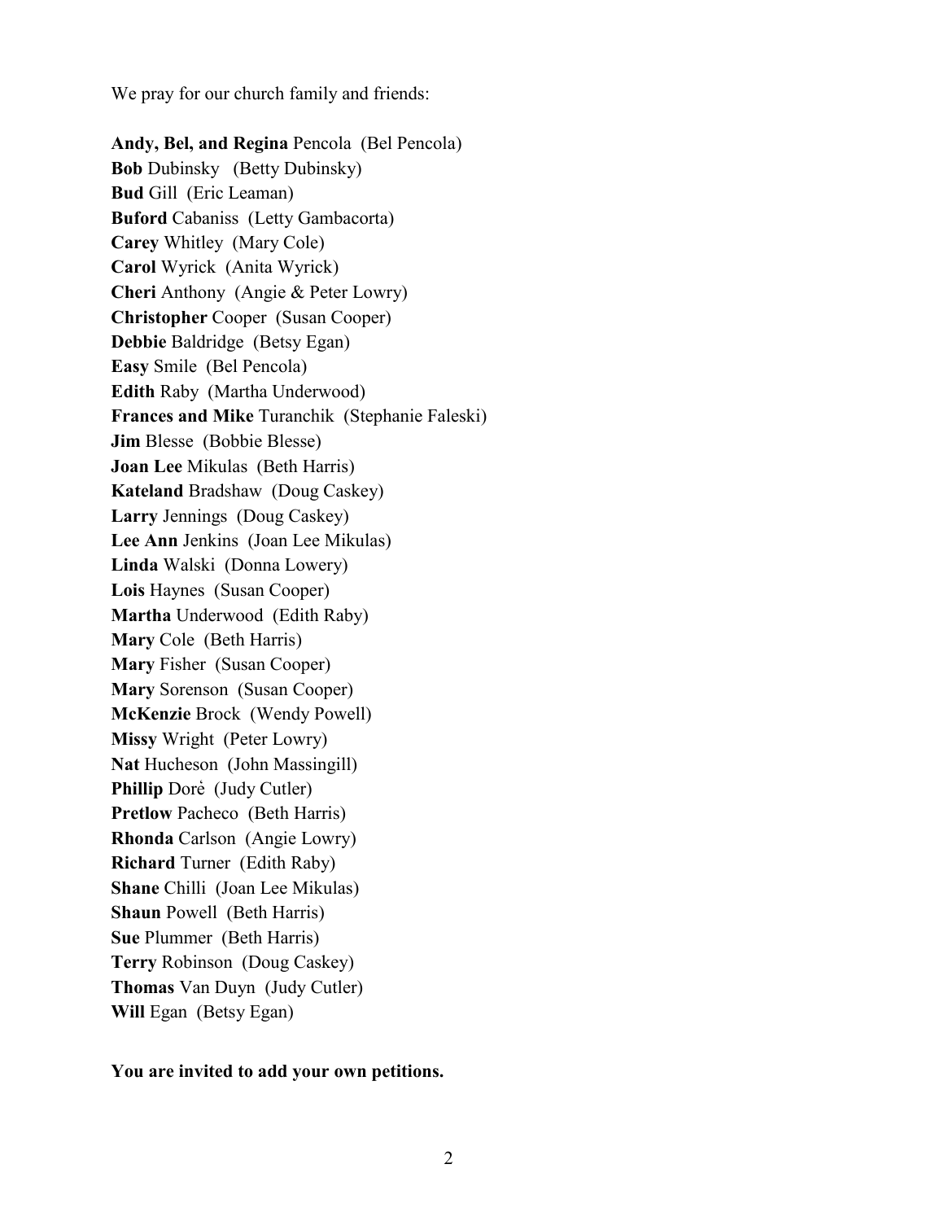We pray for our church family and friends:

**Andy, Bel, and Regina** Pencola (Bel Pencola)
**Bob** Dubinsky (Betty Dubinsky)
**Bud** Gill (Eric Leaman)
**Buford** Cabaniss (Letty Gambacorta)
**Carey** Whitley (Mary Cole)
**Carol** Wyrick (Anita Wyrick)
**Cheri** Anthony (Angie & Peter Lowry)
**Christopher** Cooper (Susan Cooper)
**Debbie** Baldridge (Betsy Egan)
**Easy** Smile (Bel Pencola)
**Edith** Raby (Martha Underwood)
**Frances and Mike** Turanchik (Stephanie Faleski)
**Jim** Blesse (Bobbie Blesse)
**Joan Lee** Mikulas (Beth Harris)
**Kateland** Bradshaw (Doug Caskey)
**Larry** Jennings (Doug Caskey)
**Lee Ann** Jenkins (Joan Lee Mikulas)
**Linda** Walski (Donna Lowery)
**Lois** Haynes (Susan Cooper)
**Martha** Underwood (Edith Raby)
**Mary** Cole (Beth Harris)
**Mary** Fisher (Susan Cooper)
**Mary** Sorenson (Susan Cooper)
**McKenzie** Brock (Wendy Powell)
**Missy** Wright (Peter Lowry)
**Nat** Hucheson (John Massingill)
**Phillip** Dorė (Judy Cutler)
**Pretlow** Pacheco (Beth Harris)
**Rhonda** Carlson (Angie Lowry)
**Richard** Turner (Edith Raby)
**Shane** Chilli (Joan Lee Mikulas)
**Shaun** Powell (Beth Harris)
**Sue** Plummer (Beth Harris)
**Terry** Robinson (Doug Caskey)
**Thomas** Van Duyn (Judy Cutler)
**Will** Egan (Betsy Egan)

**You are invited to add your own petitions.**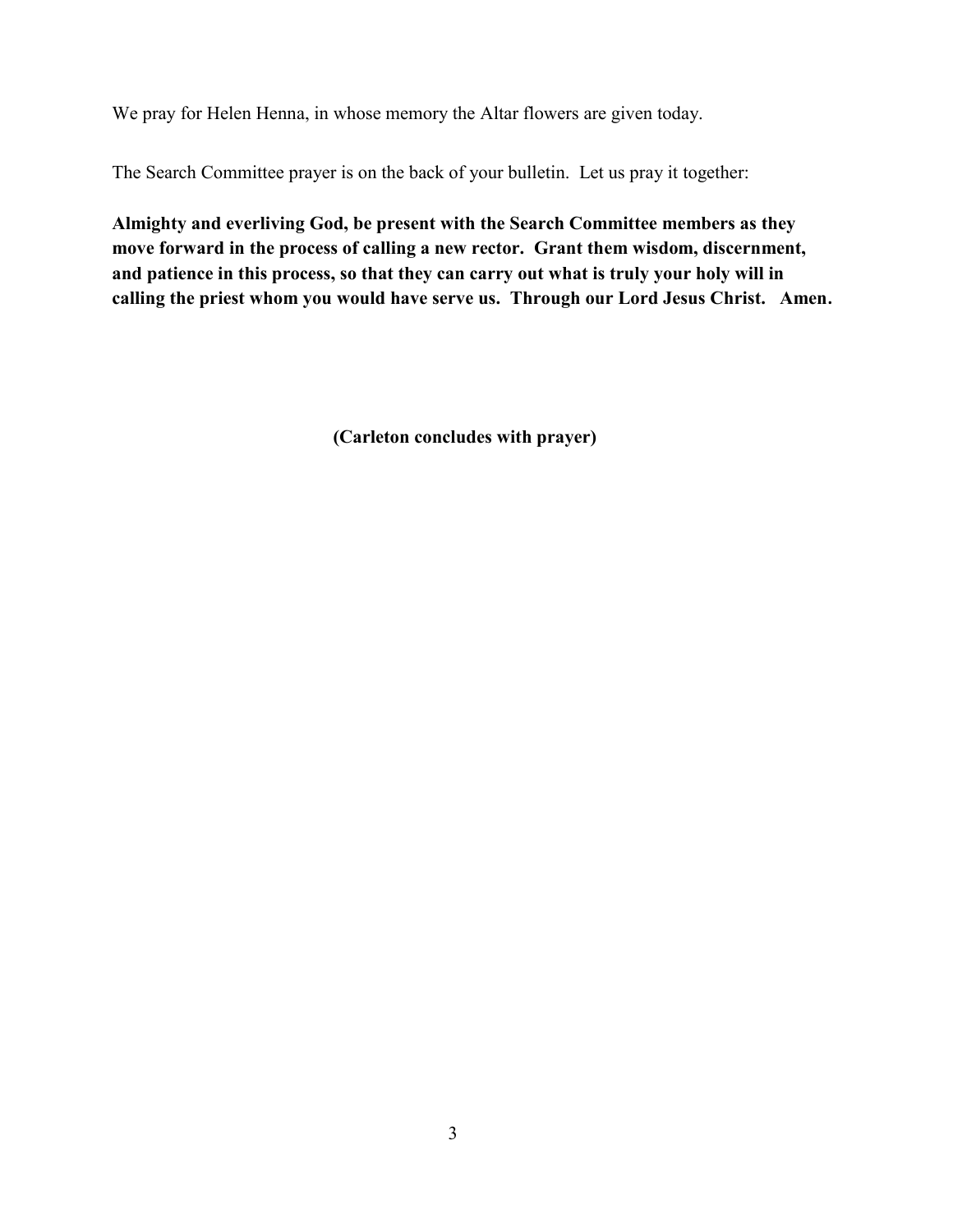We pray for Helen Henna, in whose memory the Altar flowers are given today.

The Search Committee prayer is on the back of your bulletin. Let us pray it together:

**Almighty and everliving God, be present with the Search Committee members as they move forward in the process of calling a new rector. Grant them wisdom, discernment, and patience in this process, so that they can carry out what is truly your holy will in calling the priest whom you would have serve us. Through our Lord Jesus Christ. Amen.**

**(Carleton concludes with prayer)**